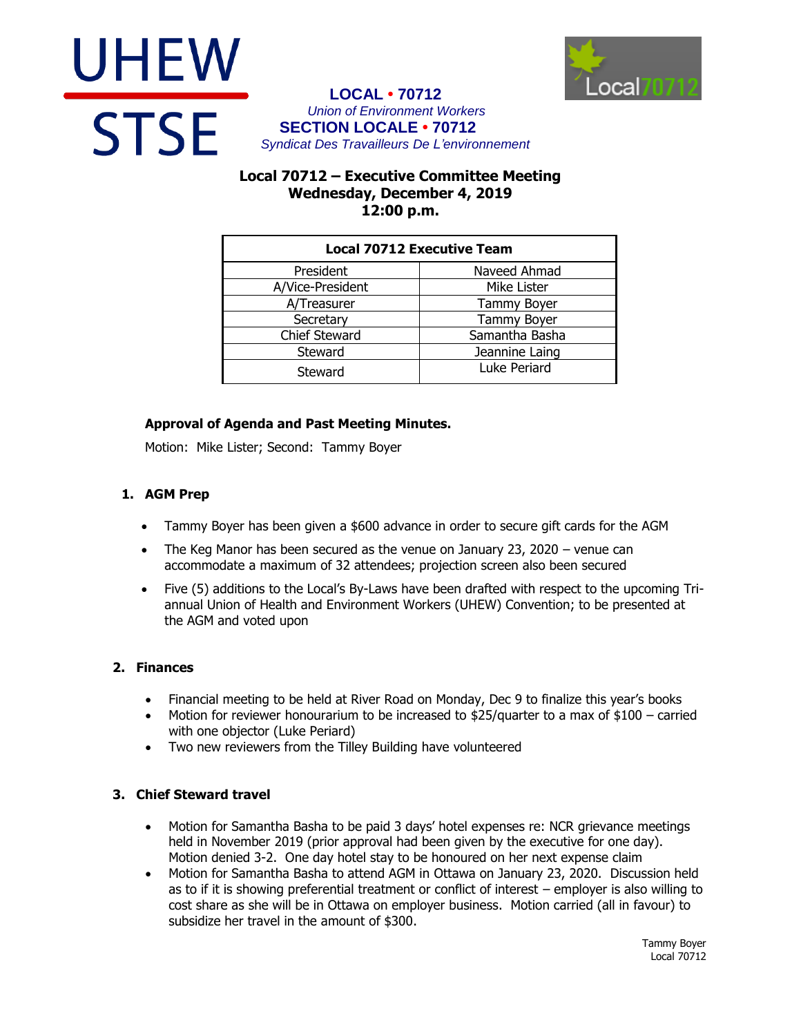UHEW

STSE

**LOCAL • 70712**

*Union of Environment Workers*

**SECTION LOCALE • 70712**

*Syndicat Des Travailleurs De L'environnement*

Local70712

# Local 70712 – Executive Committee Meeting
## Wednesday, December 4, 2019
## 12:00 p.m.

| Local 70712 Executive Team | |
|---|---|
| President | Naveed Ahmad |
| A/Vice-President | Mike Lister |
| A/Treasurer | Tammy Boyer |
| Secretary | Tammy Boyer |
| Chief Steward | Samantha Basha |
| Steward | Jeannine Laing |
| Steward | Luke Periard |

**Approval of Agenda and Past Meeting Minutes.**

Motion: Mike Lister; Second: Tammy Boyer

1. **AGM Prep**

   - Tammy Boyer has been given a $600 advance in order to secure gift cards for the AGM
   - The Keg Manor has been secured as the venue on January 23, 2020 – venue can accommodate a maximum of 32 attendees; projection screen also been secured
   - Five (5) additions to the Local's By-Laws have been drafted with respect to the upcoming Tri-annual Union of Health and Environment Workers (UHEW) Convention; to be presented at the AGM and voted upon

2. **Finances**

   - Financial meeting to be held at River Road on Monday, Dec 9 to finalize this year's books
   - Motion for reviewer honourarium to be increased to $25/quarter to a max of $100 – carried with one objector (Luke Periard)
   - Two new reviewers from the Tilley Building have volunteered

3. **Chief Steward travel**

   - Motion for Samantha Basha to be paid 3 days' hotel expenses re: NCR grievance meetings held in November 2019 (prior approval had been given by the executive for one day). Motion denied 3-2. One day hotel stay to be honoured on her next expense claim
   - Motion for Samantha Basha to attend AGM in Ottawa on January 23, 2020. Discussion held as to if it is showing preferential treatment or conflict of interest – employer is also willing to cost share as she will be in Ottawa on employer business. Motion carried (all in favour) to subsidize her travel in the amount of $300.

Tammy Boyer
Local 70712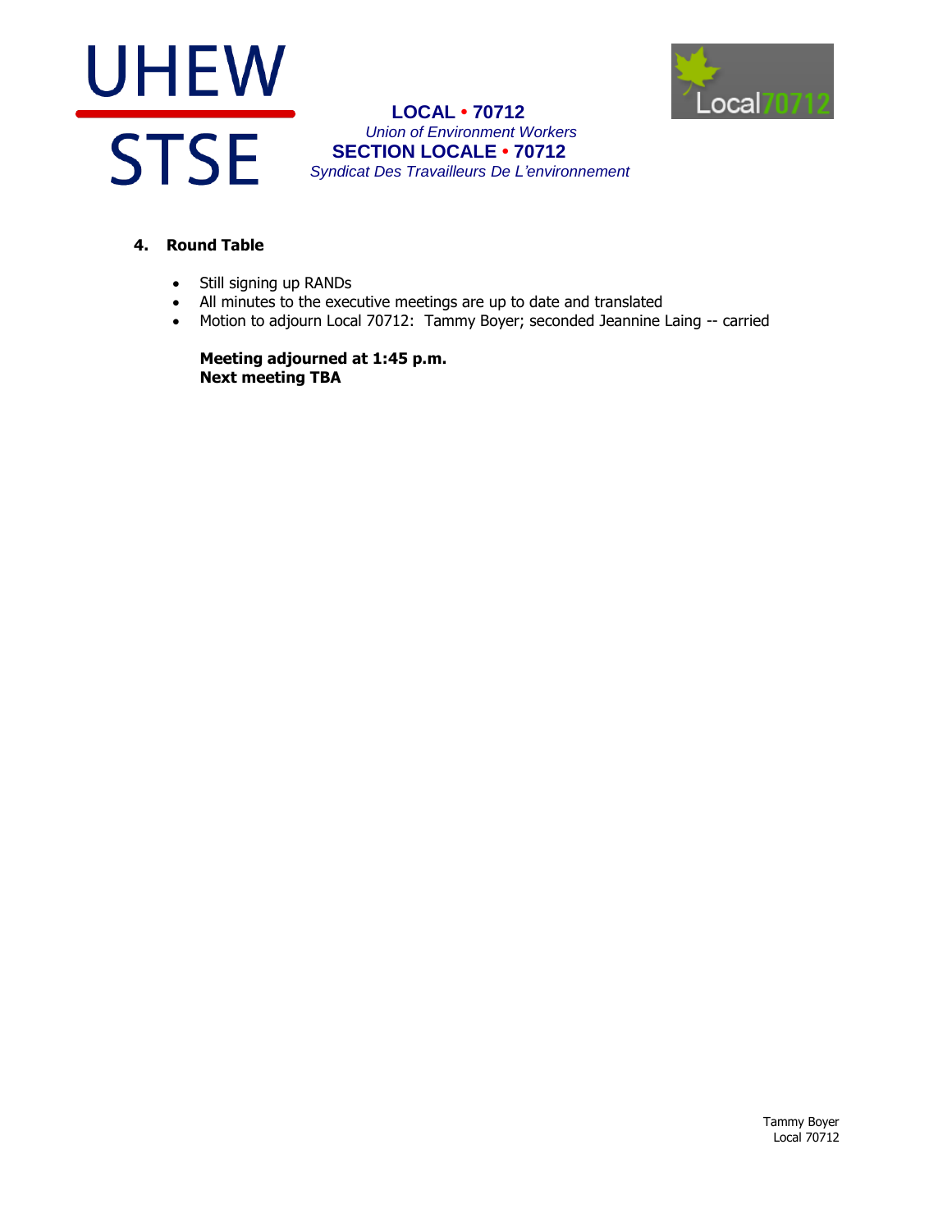**LOCAL • 70712**
*Union of Environment Workers*
**SECTION LOCALE • 70712**
*Syndicat Des Travailleurs De L'environnement*

## 4. Round Table

- Still signing up RANDs
- All minutes to the executive meetings are up to date and translated
- Motion to adjourn Local 70712: Tammy Boyer; seconded Jeannine Laing -- carried

**Meeting adjourned at 1:45 p.m.**
**Next meeting TBA**

Tammy Boyer
Local 70712